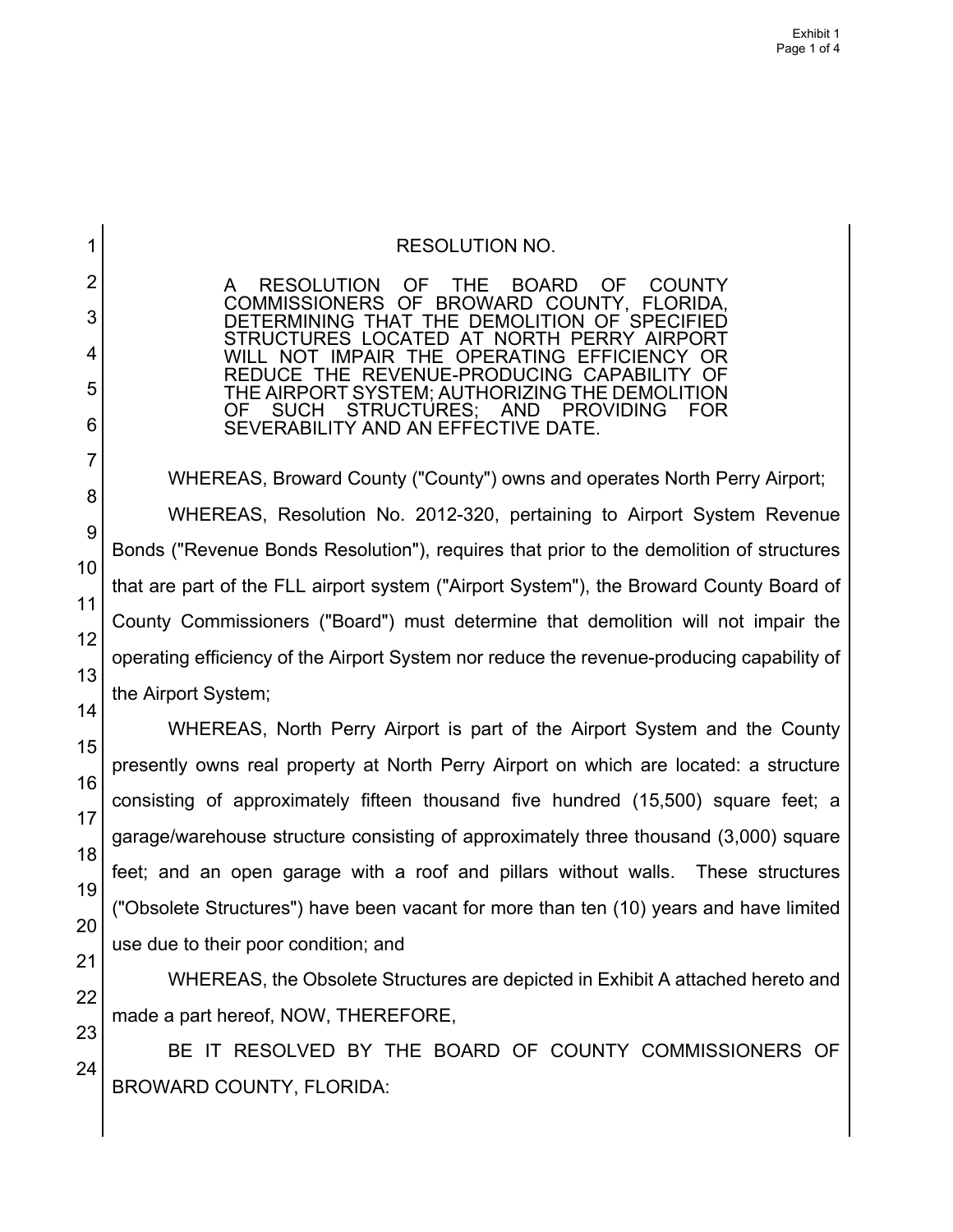RESOLUTION NO.

A RESOLUTION OF THE BOARD OF COUNTY COMMISSIONERS OF BROWARD COUNTY, FLORIDA, DETERMINING THAT THE DEMOLITION OF SPECIFIED STRUCTURES LOCATED AT NORTH PERRY AIRPORT WILL NOT IMPAIR THE OPERATING EFFICIENCY OR REDUCE THE REVENUE-PRODUCING CAPABILITY OF THE AIRPORT SYSTEM; AUTHORIZING THE DEMOLITION OF SUCH STRUCTURES; AND PROVIDING FOR SEVERABILITY AND AN EFFECTIVE DATE.

WHEREAS, Broward County ("County") owns and operates North Perry Airport;

WHEREAS, Resolution No. 2012-320, pertaining to Airport System Revenue Bonds ("Revenue Bonds Resolution"), requires that prior to the demolition of structures that are part of the FLL airport system ("Airport System"), the Broward County Board of County Commissioners ("Board") must determine that demolition will not impair the operating efficiency of the Airport System nor reduce the revenue-producing capability of the Airport System;

WHEREAS, North Perry Airport is part of the Airport System and the County presently owns real property at North Perry Airport on which are located: a structure consisting of approximately fifteen thousand five hundred (15,500) square feet; a garage/warehouse structure consisting of approximately three thousand (3,000) square feet; and an open garage with a roof and pillars without walls. These structures ("Obsolete Structures") have been vacant for more than ten (10) years and have limited use due to their poor condition; and

WHEREAS, the Obsolete Structures are depicted in Exhibit A attached hereto and made a part hereof, NOW, THEREFORE,

BE IT RESOLVED BY THE BOARD OF COUNTY COMMISSIONERS OF BROWARD COUNTY, FLORIDA: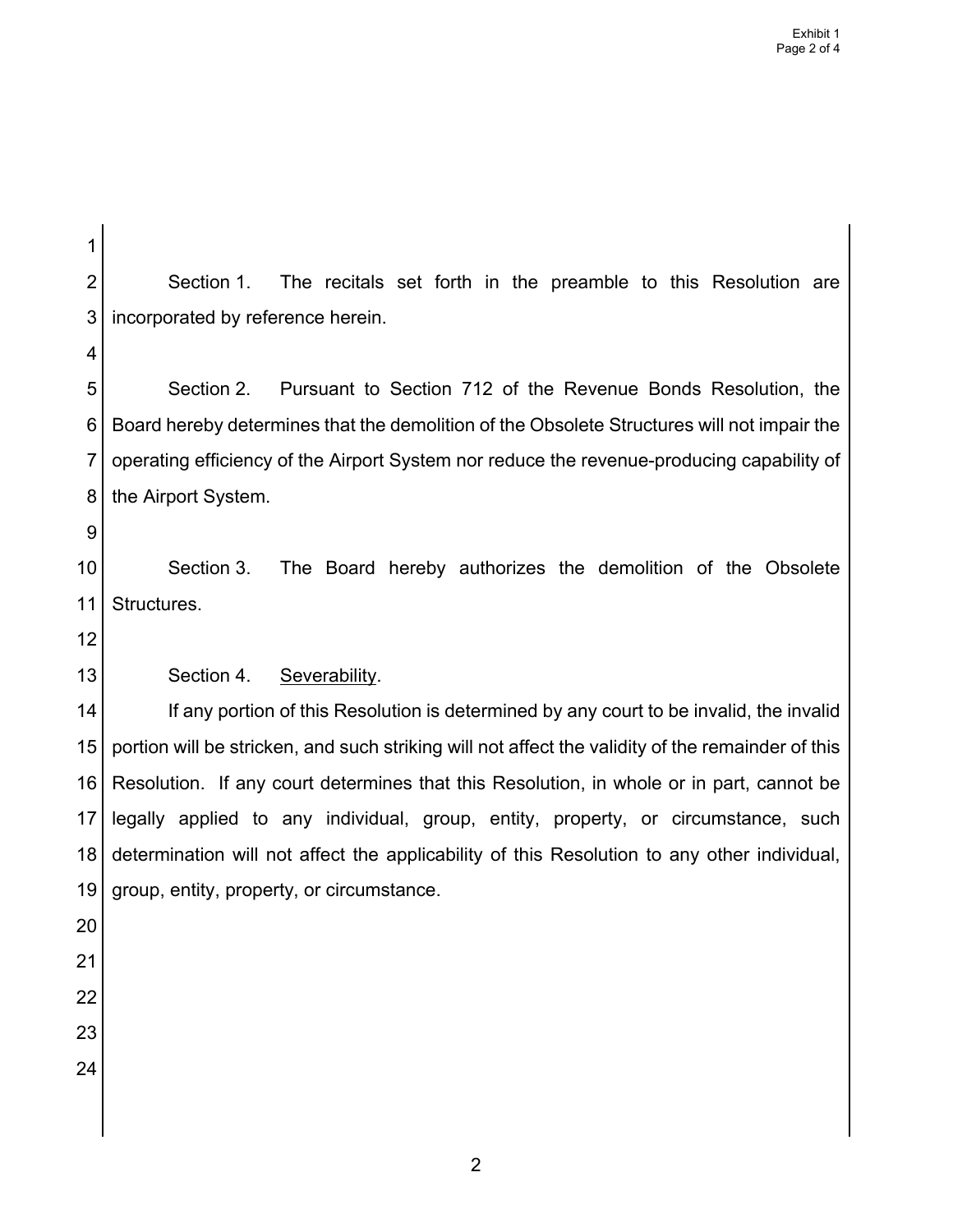Section 1. The recitals set forth in the preamble to this Resolution are incorporated by reference herein.

Section 2. Pursuant to Section 712 of the Revenue Bonds Resolution, the Board hereby determines that the demolition of the Obsolete Structures will not impair the operating efficiency of the Airport System nor reduce the revenue-producing capability of the Airport System.

Section 3. The Board hereby authorizes the demolition of the Obsolete Structures.

Section 4. Severability.

If any portion of this Resolution is determined by any court to be invalid, the invalid portion will be stricken, and such striking will not affect the validity of the remainder of this Resolution. If any court determines that this Resolution, in whole or in part, cannot be legally applied to any individual, group, entity, property, or circumstance, such determination will not affect the applicability of this Resolution to any other individual, group, entity, property, or circumstance.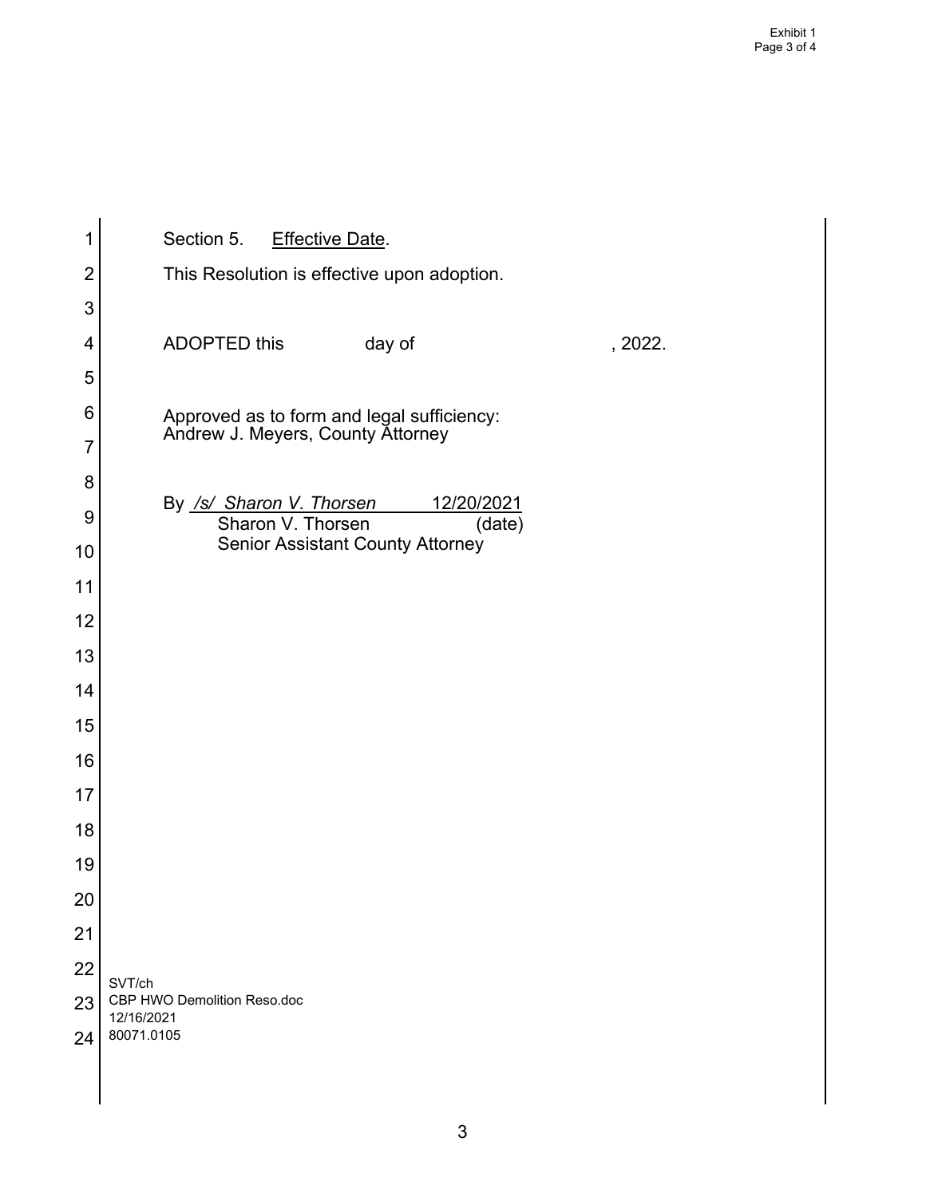Section 5. <u>Effective Date</u>.

This Resolution is effective upon adoption.

ADOPTED this \_\_\_\_\_\_ day of \_\_\_\_\_\_\_\_\_\_\_\_\_\_\_\_, 2022.

Approved as to form and legal sufficiency:
Andrew J. Meyers, County Attorney

By <u>*/s/ Sharon V. Thorsen*</u> <u>12/20/2021</u>
Sharon V. Thorsen (date)
Senior Assistant County Attorney

SVT/ch
CBP HWO Demolition Reso.doc
12/16/2021
80071.0105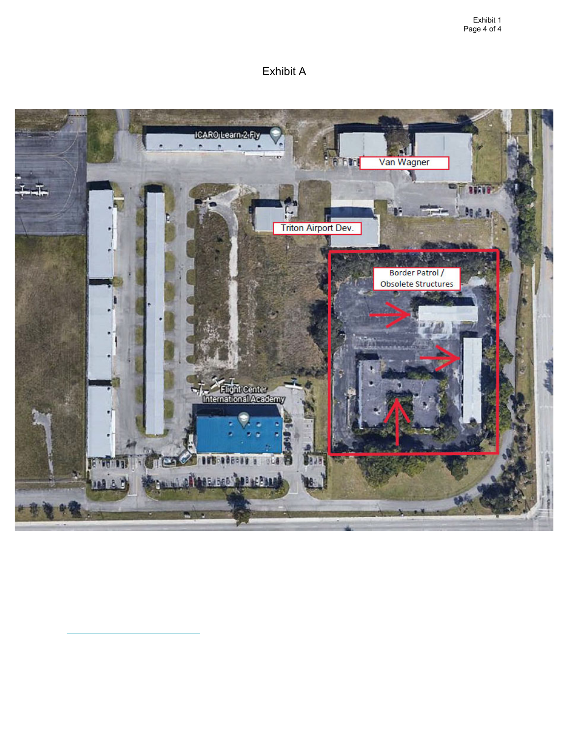Exhibit A

ICARO Learn-2-Fly

Van Wagner

Triton Airport Dev.

Border Patrol / Obsolete Structures

Flight Center International Academy